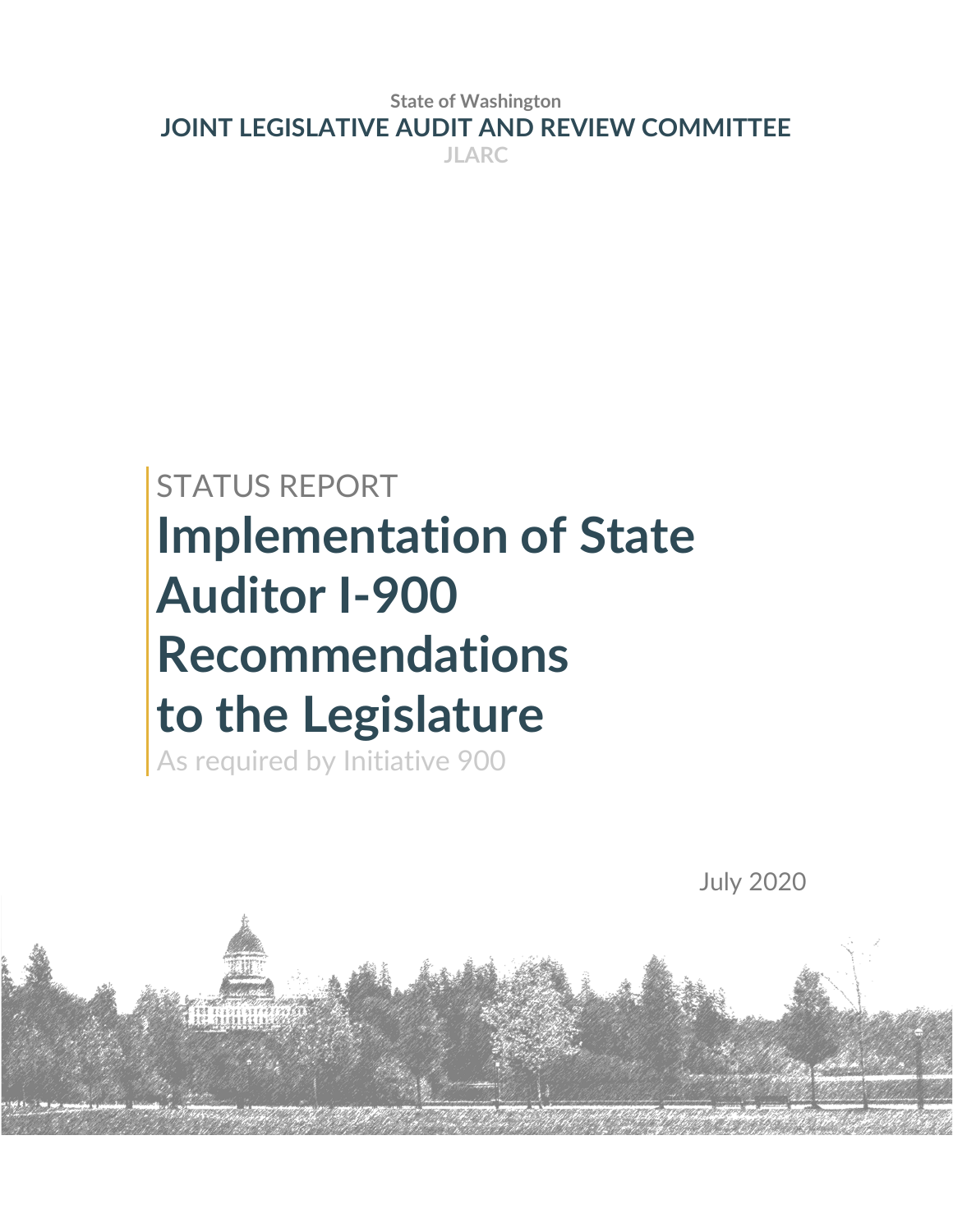State of Washington

**JOINT LEGISLATIVE AUDIT AND REVIEW COMMITTEE**

JLARC

STATUS REPORT

# Implementation of State Auditor I-900 Recommendations to the Legislature

As required by Initiative 900

July 2020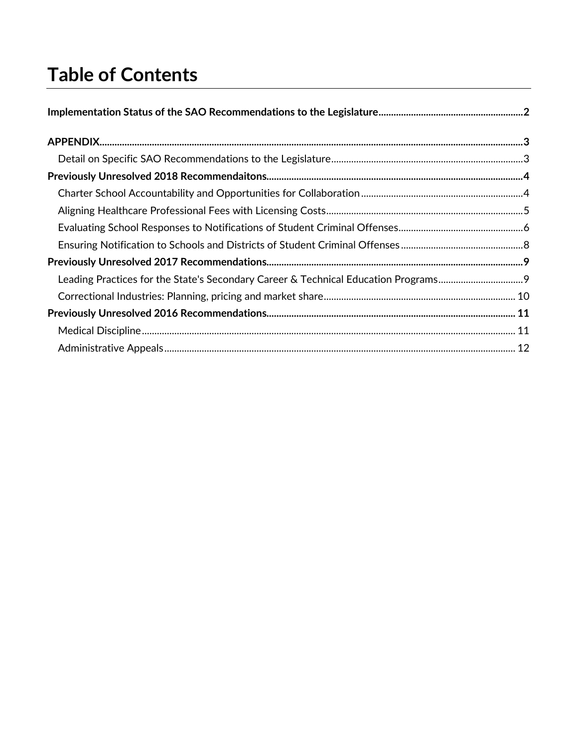# Table of Contents

**Implementation Status of the SAO Recommendations to the Legislature** ..... 2

**APPENDIX** ..... 3

- Detail on Specific SAO Recommendations to the Legislature ..... 3

**Previously Unresolved 2018 Recommendaitons** ..... 4

- Charter School Accountability and Opportunities for Collaboration ..... 4
- Aligning Healthcare Professional Fees with Licensing Costs ..... 5
- Evaluating School Responses to Notifications of Student Criminal Offenses ..... 6
- Ensuring Notification to Schools and Districts of Student Criminal Offenses ..... 8

**Previously Unresolved 2017 Recommendations** ..... 9

- Leading Practices for the State's Secondary Career & Technical Education Programs ..... 9
- Correctional Industries: Planning, pricing and market share ..... 10

**Previously Unresolved 2016 Recommendations** ..... 11

- Medical Discipline ..... 11
- Administrative Appeals ..... 12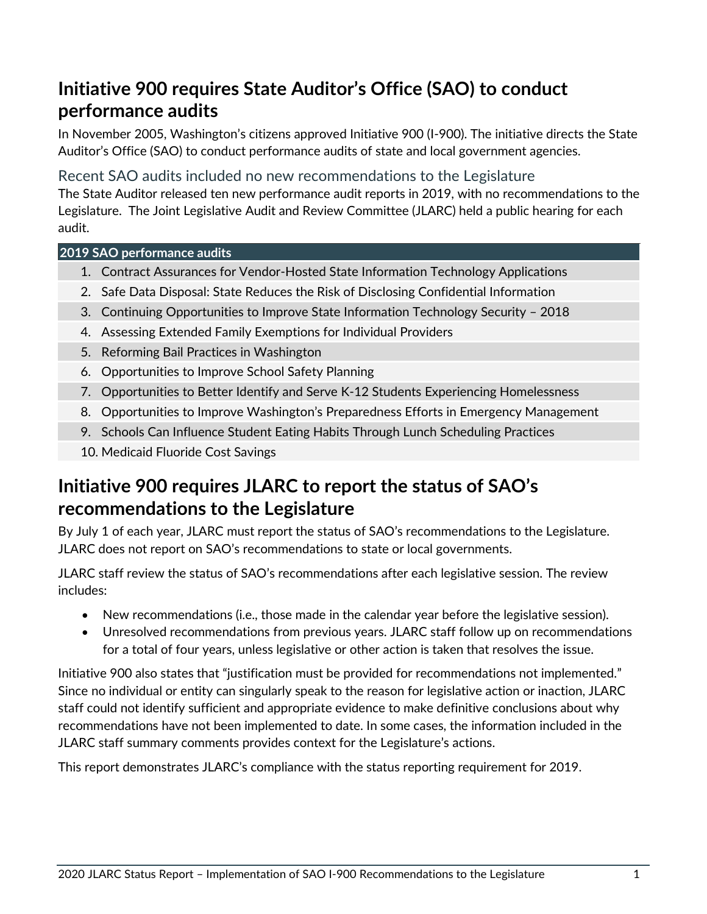## Initiative 900 requires State Auditor's Office (SAO) to conduct performance audits

In November 2005, Washington's citizens approved Initiative 900 (I-900). The initiative directs the State Auditor's Office (SAO) to conduct performance audits of state and local government agencies.

### Recent SAO audits included no new recommendations to the Legislature

The State Auditor released ten new performance audit reports in 2019, with no recommendations to the Legislature. The Joint Legislative Audit and Review Committee (JLARC) held a public hearing for each audit.

| 2019 SAO performance audits |
|---|
| 1. Contract Assurances for Vendor-Hosted State Information Technology Applications |
| 2. Safe Data Disposal: State Reduces the Risk of Disclosing Confidential Information |
| 3. Continuing Opportunities to Improve State Information Technology Security – 2018 |
| 4. Assessing Extended Family Exemptions for Individual Providers |
| 5. Reforming Bail Practices in Washington |
| 6. Opportunities to Improve School Safety Planning |
| 7. Opportunities to Better Identify and Serve K-12 Students Experiencing Homelessness |
| 8. Opportunities to Improve Washington's Preparedness Efforts in Emergency Management |
| 9. Schools Can Influence Student Eating Habits Through Lunch Scheduling Practices |
| 10. Medicaid Fluoride Cost Savings |

## Initiative 900 requires JLARC to report the status of SAO's recommendations to the Legislature

By July 1 of each year, JLARC must report the status of SAO's recommendations to the Legislature. JLARC does not report on SAO's recommendations to state or local governments.

JLARC staff review the status of SAO's recommendations after each legislative session. The review includes:

- New recommendations (i.e., those made in the calendar year before the legislative session).
- Unresolved recommendations from previous years. JLARC staff follow up on recommendations for a total of four years, unless legislative or other action is taken that resolves the issue.

Initiative 900 also states that "justification must be provided for recommendations not implemented." Since no individual or entity can singularly speak to the reason for legislative action or inaction, JLARC staff could not identify sufficient and appropriate evidence to make definitive conclusions about why recommendations have not been implemented to date. In some cases, the information included in the JLARC staff summary comments provides context for the Legislature's actions.

This report demonstrates JLARC's compliance with the status reporting requirement for 2019.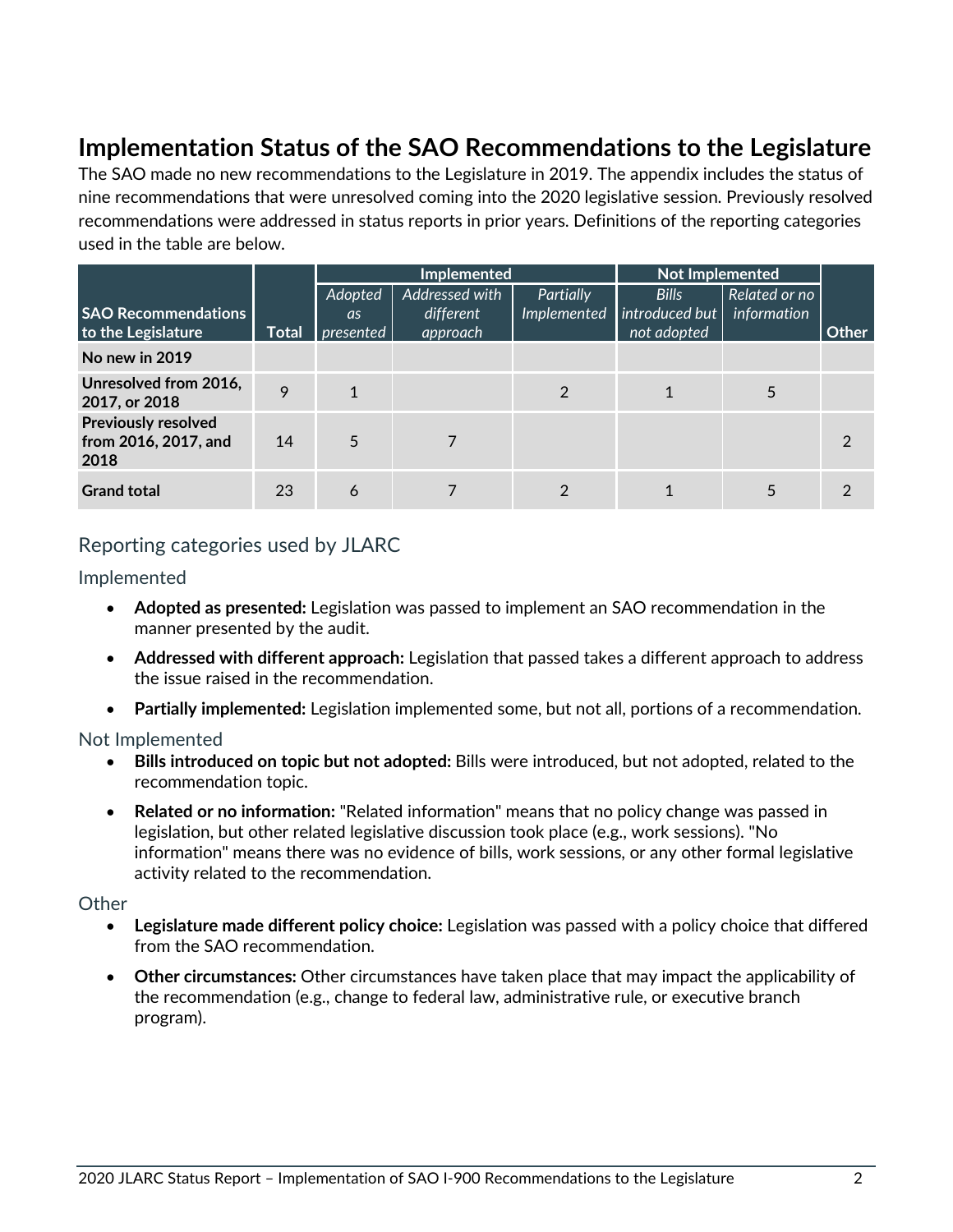## Implementation Status of the SAO Recommendations to the Legislature

The SAO made no new recommendations to the Legislature in 2019. The appendix includes the status of nine recommendations that were unresolved coming into the 2020 legislative session. Previously resolved recommendations were addressed in status reports in prior years. Definitions of the reporting categories used in the table are below.

| SAO Recommendations to the Legislature | Total | Implemented | | | Not Implemented | | Other |
|---|---|---|---|---|---|---|---|
| | | *Adopted as presented* | *Addressed with different approach* | *Partially Implemented* | *Bills introduced but not adopted* | *Related or no information* | |
| **No new in 2019** | | | | | | | |
| **Unresolved from 2016, 2017, or 2018** | 9 | 1 | | 2 | 1 | 5 | |
| **Previously resolved from 2016, 2017, and 2018** | 14 | 5 | 7 | | | | 2 |
| **Grand total** | 23 | 6 | 7 | 2 | 1 | 5 | 2 |

### Reporting categories used by JLARC

#### Implemented

- **Adopted as presented:** Legislation was passed to implement an SAO recommendation in the manner presented by the audit.
- **Addressed with different approach:** Legislation that passed takes a different approach to address the issue raised in the recommendation.
- **Partially implemented:** Legislation implemented some, but not all, portions of a recommendation.

#### Not Implemented

- **Bills introduced on topic but not adopted:** Bills were introduced, but not adopted, related to the recommendation topic.
- **Related or no information:** "Related information" means that no policy change was passed in legislation, but other related legislative discussion took place (e.g., work sessions). "No information" means there was no evidence of bills, work sessions, or any other formal legislative activity related to the recommendation.

#### Other

- **Legislature made different policy choice:** Legislation was passed with a policy choice that differed from the SAO recommendation.
- **Other circumstances:** Other circumstances have taken place that may impact the applicability of the recommendation (e.g., change to federal law, administrative rule, or executive branch program).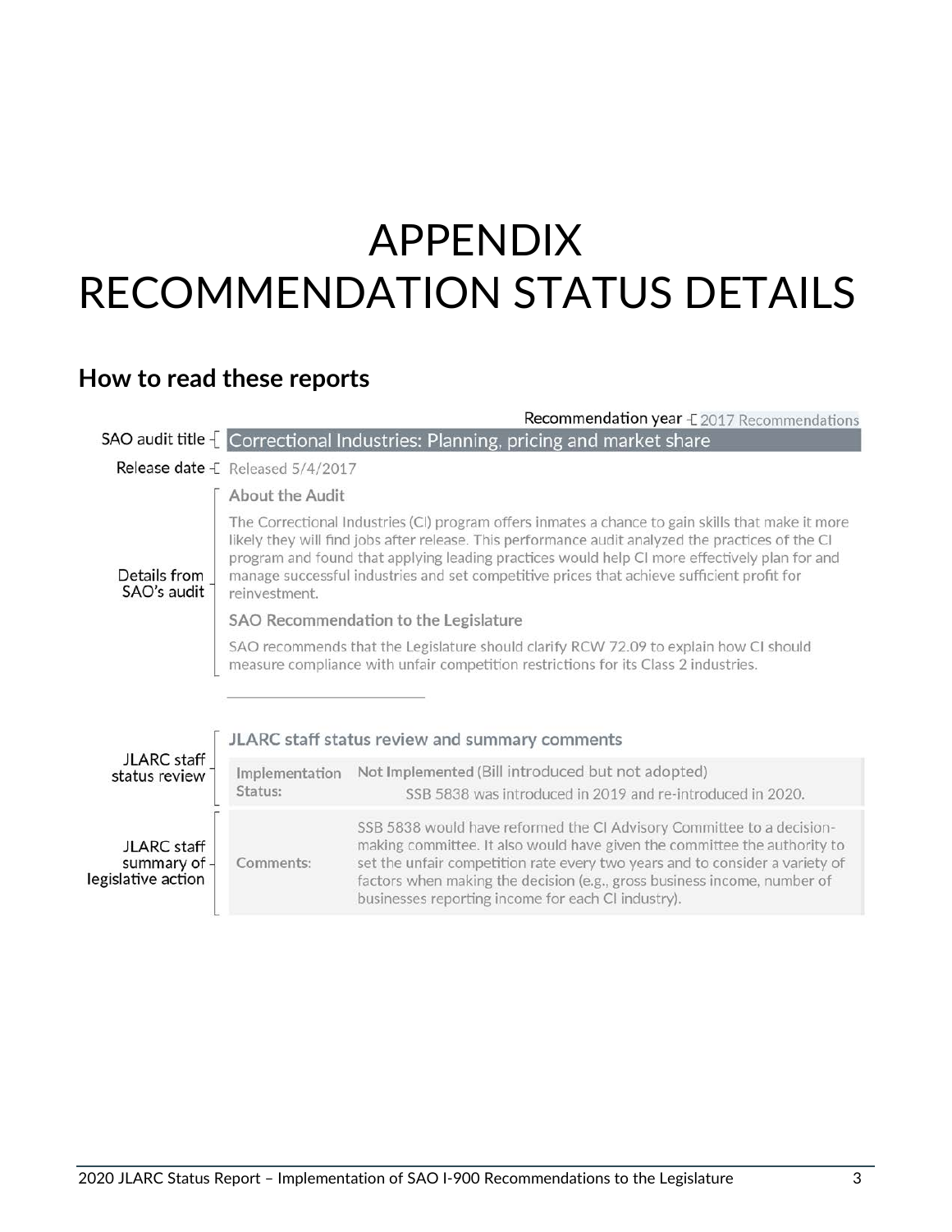# APPENDIX
# RECOMMENDATION STATUS DETAILS

## How to read these reports

Recommendation year – 2017 Recommendations

SAO audit title – Correctional Industries: Planning, pricing and market share

Release date – Released 5/4/2017

Details from SAO's audit –

**About the Audit**

The Correctional Industries (CI) program offers inmates a chance to gain skills that make it more likely they will find jobs after release. This performance audit analyzed the practices of the CI program and found that applying leading practices would help CI more effectively plan for and manage successful industries and set competitive prices that achieve sufficient profit for reinvestment.

**SAO Recommendation to the Legislature**

SAO recommends that the Legislature should clarify RCW 72.09 to explain how CI should measure compliance with unfair competition restrictions for its Class 2 industries.

---

**JLARC staff status review and summary comments**

JLARC staff status review –

| | |
|---|---|
| Implementation Status: | **Not Implemented** (Bill introduced but not adopted)<br>SSB 5838 was introduced in 2019 and re-introduced in 2020. |

JLARC staff summary of legislative action –

| | |
|---|---|
| Comments: | SSB 5838 would have reformed the CI Advisory Committee to a decision-making committee. It also would have given the committee the authority to set the unfair competition rate every two years and to consider a variety of factors when making the decision (e.g., gross business income, number of businesses reporting income for each CI industry). |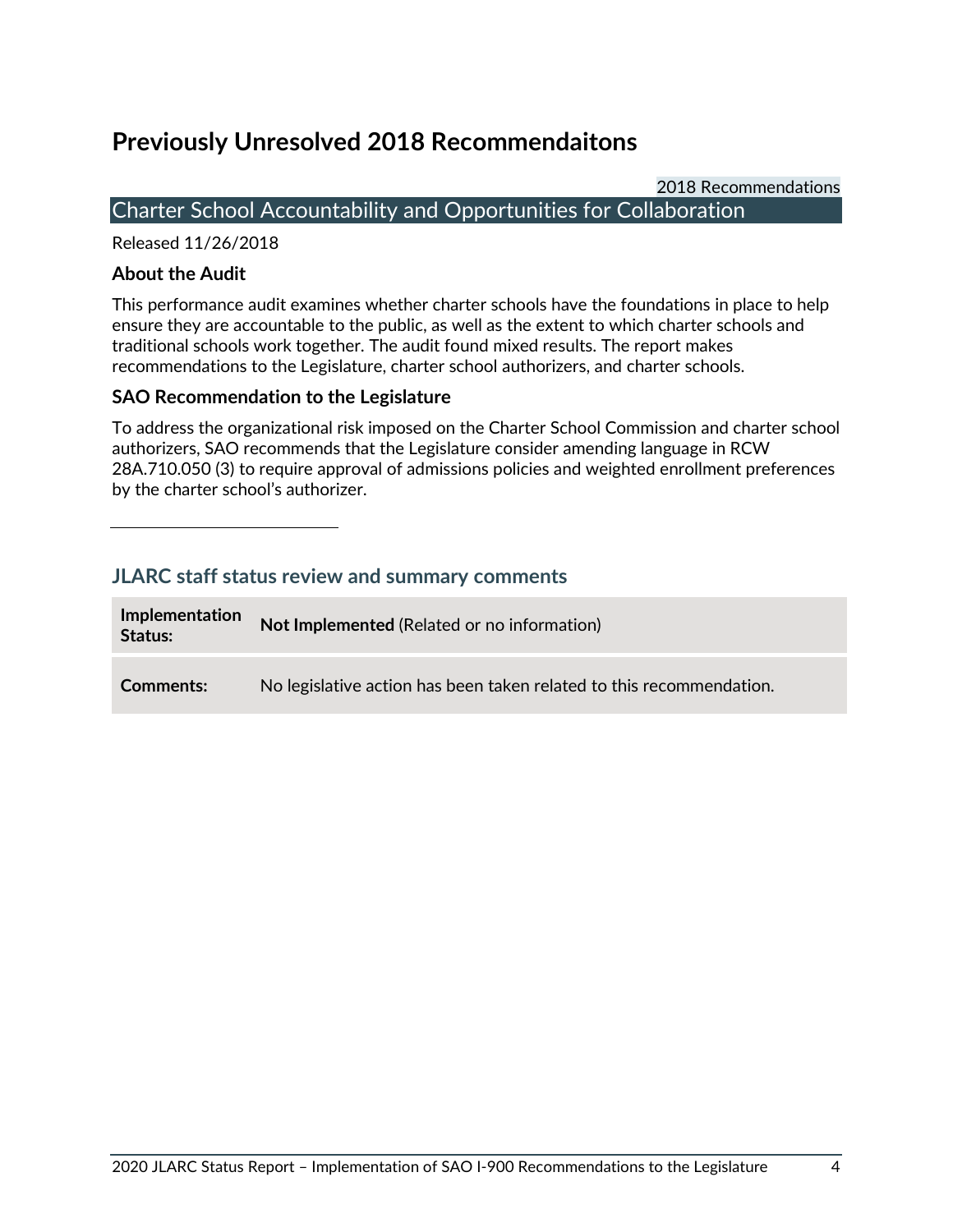# Previously Unresolved 2018 Recommendaitons

2018 Recommendations

## Charter School Accountability and Opportunities for Collaboration

Released 11/26/2018

### About the Audit

This performance audit examines whether charter schools have the foundations in place to help ensure they are accountable to the public, as well as the extent to which charter schools and traditional schools work together. The audit found mixed results. The report makes recommendations to the Legislature, charter school authorizers, and charter schools.

### SAO Recommendation to the Legislature

To address the organizational risk imposed on the Charter School Commission and charter school authorizers, SAO recommends that the Legislature consider amending language in RCW 28A.710.050 (3) to require approval of admissions policies and weighted enrollment preferences by the charter school's authorizer.

---

### JLARC staff status review and summary comments

| | |
|---|---|
| **Implementation Status:** | **Not Implemented** (Related or no information) |
| **Comments:** | No legislative action has been taken related to this recommendation. |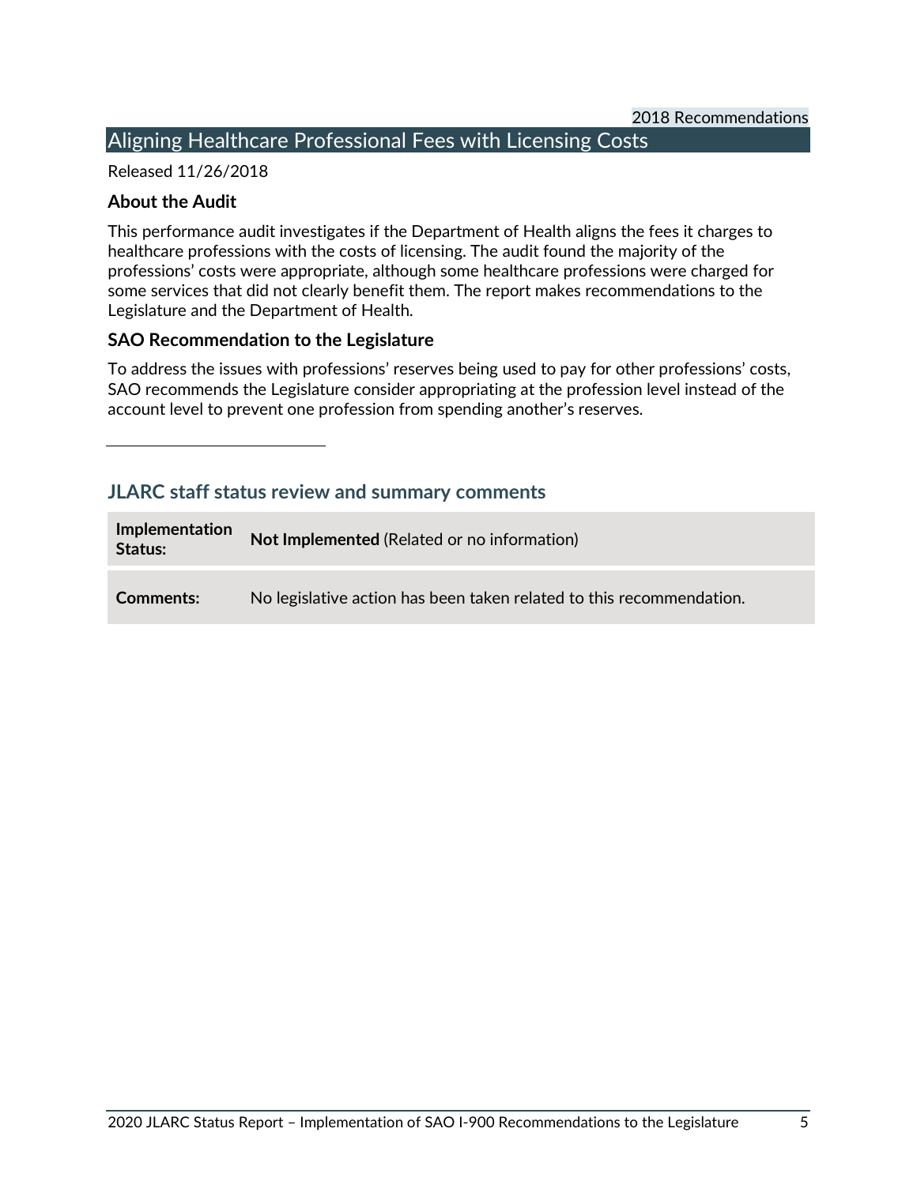2018 Recommendations

## Aligning Healthcare Professional Fees with Licensing Costs

Released 11/26/2018

### About the Audit

This performance audit investigates if the Department of Health aligns the fees it charges to healthcare professions with the costs of licensing. The audit found the majority of the professions' costs were appropriate, although some healthcare professions were charged for some services that did not clearly benefit them. The report makes recommendations to the Legislature and the Department of Health.

### SAO Recommendation to the Legislature

To address the issues with professions' reserves being used to pay for other professions' costs, SAO recommends the Legislature consider appropriating at the profession level instead of the account level to prevent one profession from spending another's reserves.

---

### JLARC staff status review and summary comments

| | |
|---|---|
| **Implementation Status:** | **Not Implemented** (Related or no information) |
| **Comments:** | No legislative action has been taken related to this recommendation. |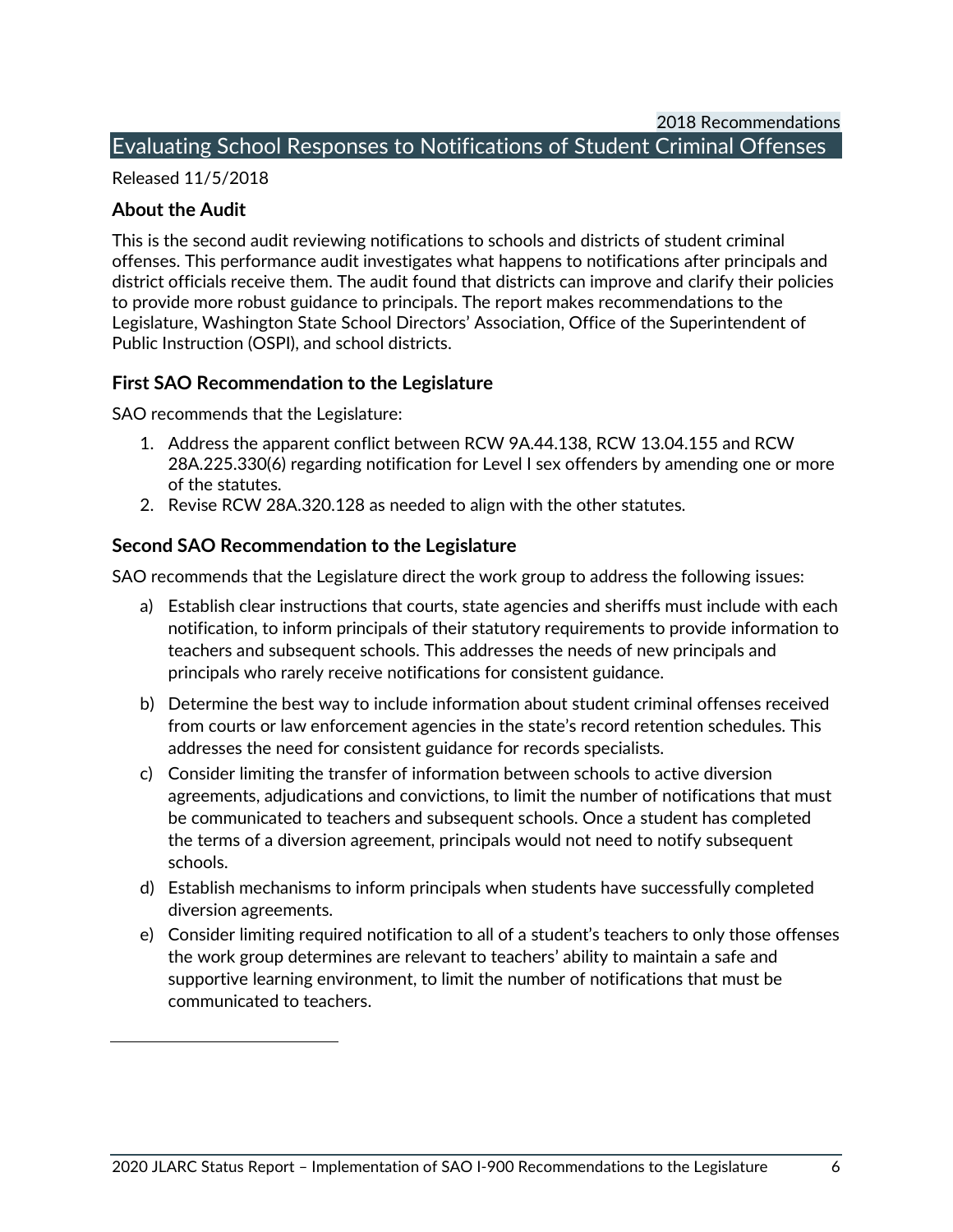2018 Recommendations

## Evaluating School Responses to Notifications of Student Criminal Offenses

Released 11/5/2018

### About the Audit

This is the second audit reviewing notifications to schools and districts of student criminal offenses. This performance audit investigates what happens to notifications after principals and district officials receive them. The audit found that districts can improve and clarify their policies to provide more robust guidance to principals. The report makes recommendations to the Legislature, Washington State School Directors' Association, Office of the Superintendent of Public Instruction (OSPI), and school districts.

### First SAO Recommendation to the Legislature

SAO recommends that the Legislature:

1. Address the apparent conflict between RCW 9A.44.138, RCW 13.04.155 and RCW 28A.225.330(6) regarding notification for Level I sex offenders by amending one or more of the statutes.
2. Revise RCW 28A.320.128 as needed to align with the other statutes.

### Second SAO Recommendation to the Legislature

SAO recommends that the Legislature direct the work group to address the following issues:

a) Establish clear instructions that courts, state agencies and sheriffs must include with each notification, to inform principals of their statutory requirements to provide information to teachers and subsequent schools. This addresses the needs of new principals and principals who rarely receive notifications for consistent guidance.

b) Determine the best way to include information about student criminal offenses received from courts or law enforcement agencies in the state's record retention schedules. This addresses the need for consistent guidance for records specialists.

c) Consider limiting the transfer of information between schools to active diversion agreements, adjudications and convictions, to limit the number of notifications that must be communicated to teachers and subsequent schools. Once a student has completed the terms of a diversion agreement, principals would not need to notify subsequent schools.

d) Establish mechanisms to inform principals when students have successfully completed diversion agreements.

e) Consider limiting required notification to all of a student's teachers to only those offenses the work group determines are relevant to teachers' ability to maintain a safe and supportive learning environment, to limit the number of notifications that must be communicated to teachers.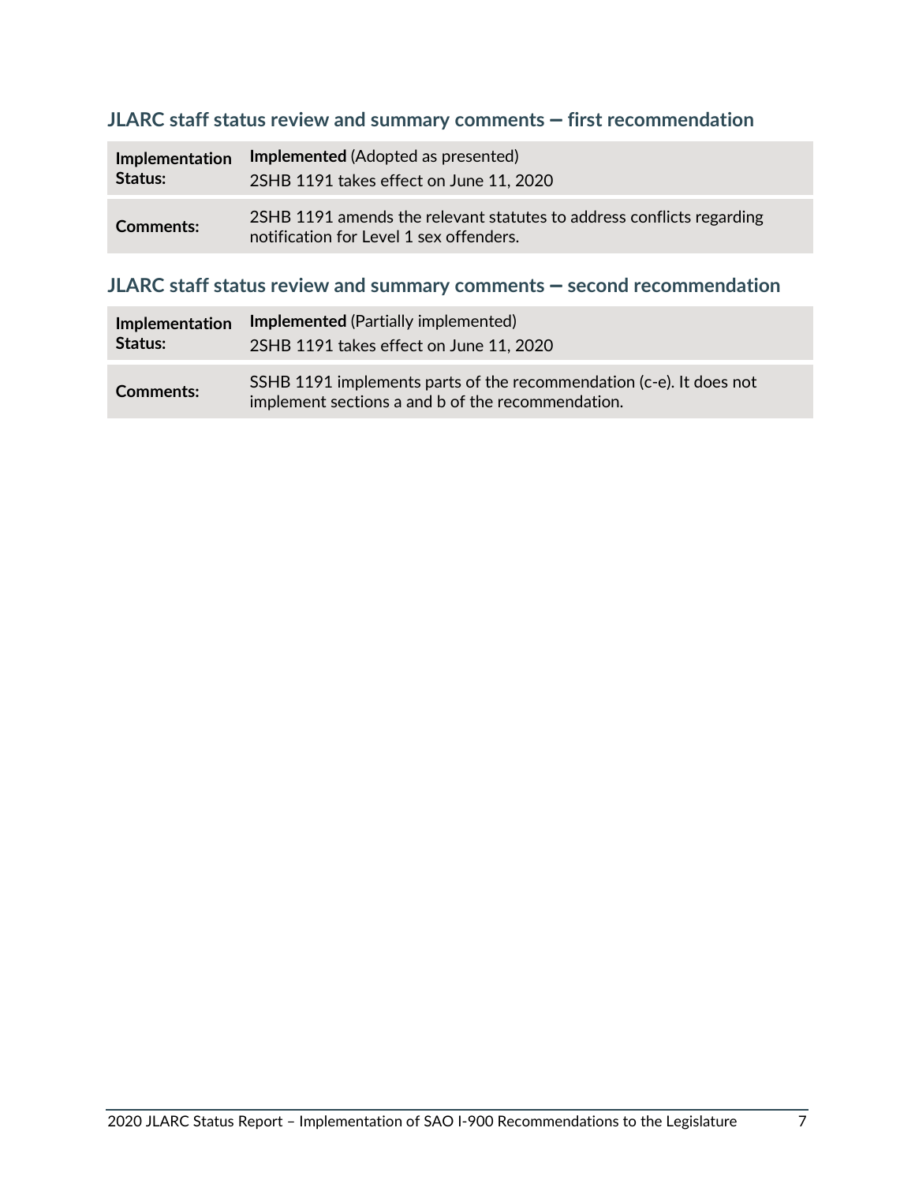### JLARC staff status review and summary comments – first recommendation

| | |
|---|---|
| **Implementation Status:** | **Implemented** (Adopted as presented)<br>2SHB 1191 takes effect on June 11, 2020 |
| **Comments:** | 2SHB 1191 amends the relevant statutes to address conflicts regarding notification for Level 1 sex offenders. |

### JLARC staff status review and summary comments – second recommendation

| | |
|---|---|
| **Implementation Status:** | **Implemented** (Partially implemented)<br>2SHB 1191 takes effect on June 11, 2020 |
| **Comments:** | SSHB 1191 implements parts of the recommendation (c-e). It does not implement sections a and b of the recommendation. |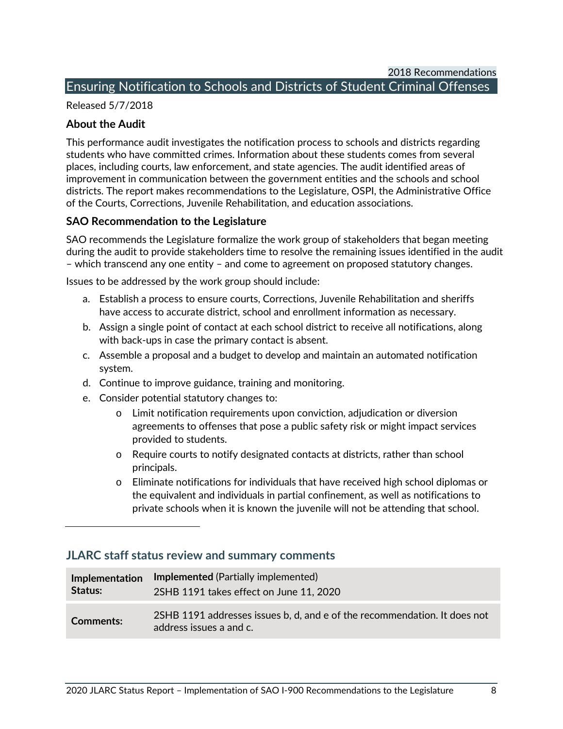2018 Recommendations

## Ensuring Notification to Schools and Districts of Student Criminal Offenses

Released 5/7/2018

### About the Audit

This performance audit investigates the notification process to schools and districts regarding students who have committed crimes. Information about these students comes from several places, including courts, law enforcement, and state agencies. The audit identified areas of improvement in communication between the government entities and the schools and school districts. The report makes recommendations to the Legislature, OSPI, the Administrative Office of the Courts, Corrections, Juvenile Rehabilitation, and education associations.

### SAO Recommendation to the Legislature

SAO recommends the Legislature formalize the work group of stakeholders that began meeting during the audit to provide stakeholders time to resolve the remaining issues identified in the audit – which transcend any one entity – and come to agreement on proposed statutory changes.

Issues to be addressed by the work group should include:

a. Establish a process to ensure courts, Corrections, Juvenile Rehabilitation and sheriffs have access to accurate district, school and enrollment information as necessary.
b. Assign a single point of contact at each school district to receive all notifications, along with back-ups in case the primary contact is absent.
c. Assemble a proposal and a budget to develop and maintain an automated notification system.
d. Continue to improve guidance, training and monitoring.
e. Consider potential statutory changes to:
    - Limit notification requirements upon conviction, adjudication or diversion agreements to offenses that pose a public safety risk or might impact services provided to students.
    - Require courts to notify designated contacts at districts, rather than school principals.
    - Eliminate notifications for individuals that have received high school diplomas or the equivalent and individuals in partial confinement, as well as notifications to private schools when it is known the juvenile will not be attending that school.

### JLARC staff status review and summary comments

| | |
|---|---|
| **Implementation Status:** | **Implemented** (Partially implemented)<br>2SHB 1191 takes effect on June 11, 2020 |
| **Comments:** | 2SHB 1191 addresses issues b, d, and e of the recommendation. It does not address issues a and c. |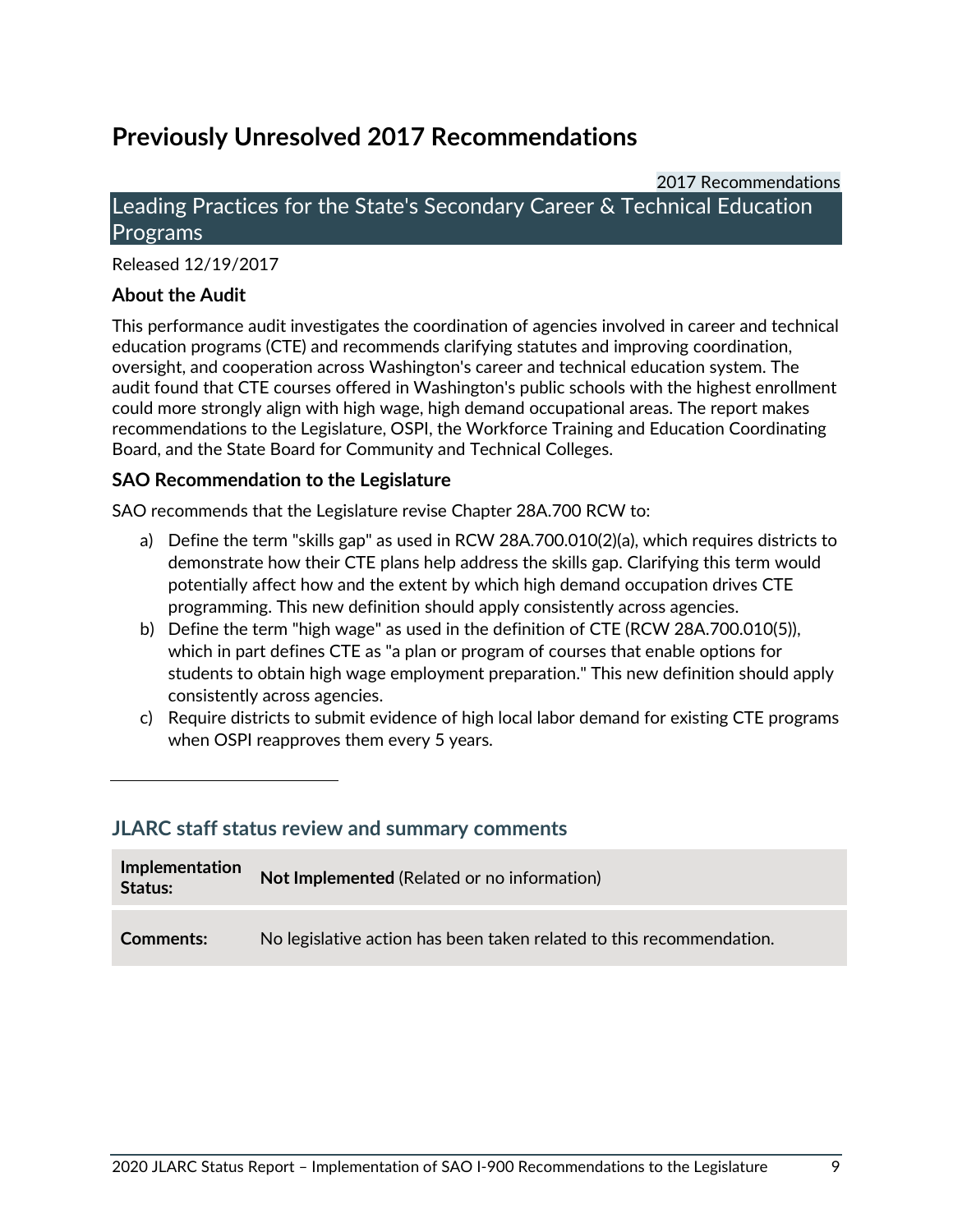# Previously Unresolved 2017 Recommendations

2017 Recommendations

## Leading Practices for the State's Secondary Career & Technical Education Programs

Released 12/19/2017

### About the Audit

This performance audit investigates the coordination of agencies involved in career and technical education programs (CTE) and recommends clarifying statutes and improving coordination, oversight, and cooperation across Washington's career and technical education system. The audit found that CTE courses offered in Washington's public schools with the highest enrollment could more strongly align with high wage, high demand occupational areas. The report makes recommendations to the Legislature, OSPI, the Workforce Training and Education Coordinating Board, and the State Board for Community and Technical Colleges.

### SAO Recommendation to the Legislature

SAO recommends that the Legislature revise Chapter 28A.700 RCW to:

a) Define the term "skills gap" as used in RCW 28A.700.010(2)(a), which requires districts to demonstrate how their CTE plans help address the skills gap. Clarifying this term would potentially affect how and the extent by which high demand occupation drives CTE programming. This new definition should apply consistently across agencies.
b) Define the term "high wage" as used in the definition of CTE (RCW 28A.700.010(5)), which in part defines CTE as "a plan or program of courses that enable options for students to obtain high wage employment preparation." This new definition should apply consistently across agencies.
c) Require districts to submit evidence of high local labor demand for existing CTE programs when OSPI reapproves them every 5 years.

---

### JLARC staff status review and summary comments

| | |
|---|---|
| **Implementation Status:** | **Not Implemented** (Related or no information) |
| **Comments:** | No legislative action has been taken related to this recommendation. |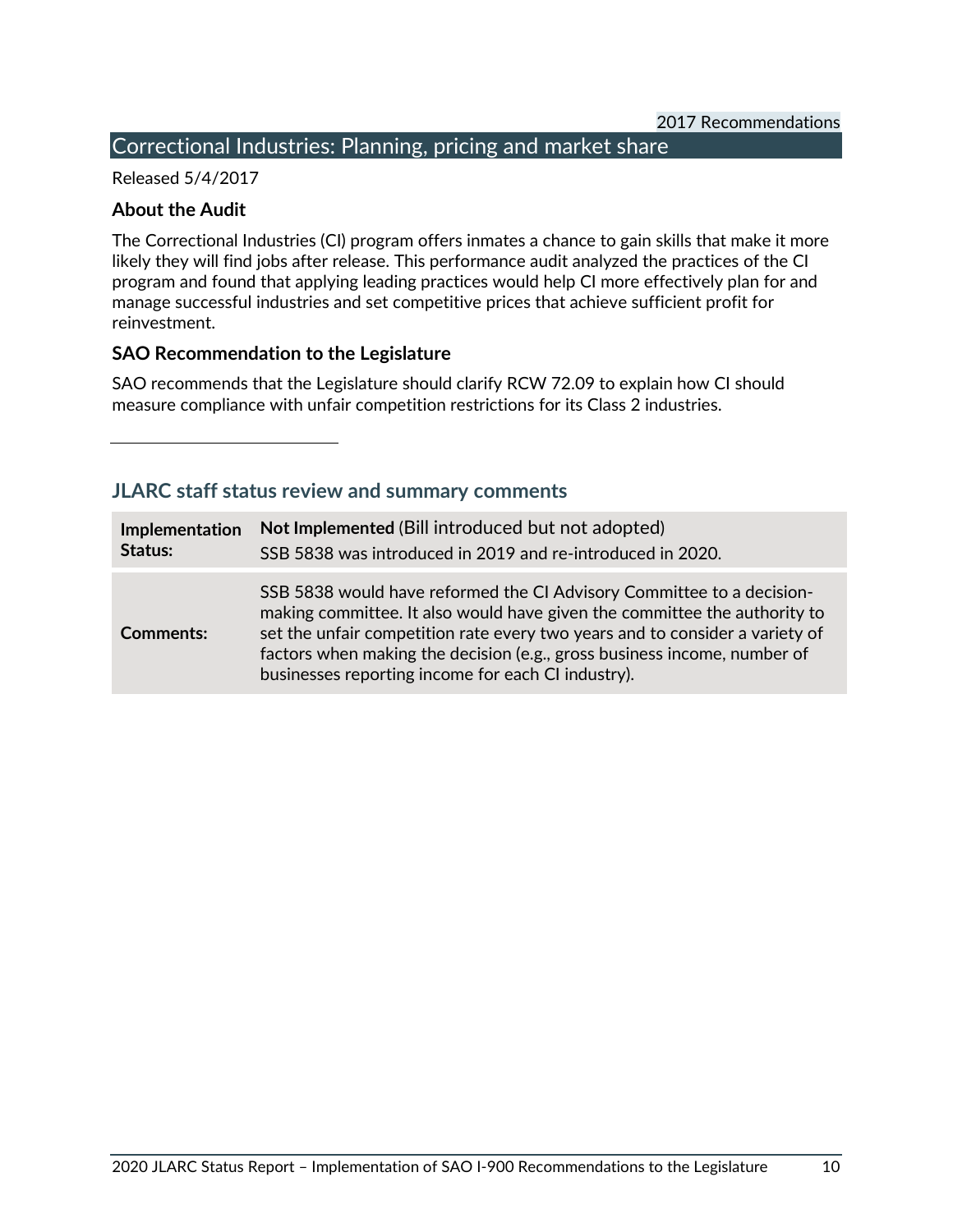2017 Recommendations

## Correctional Industries: Planning, pricing and market share

Released 5/4/2017

### About the Audit

The Correctional Industries (CI) program offers inmates a chance to gain skills that make it more likely they will find jobs after release. This performance audit analyzed the practices of the CI program and found that applying leading practices would help CI more effectively plan for and manage successful industries and set competitive prices that achieve sufficient profit for reinvestment.

### SAO Recommendation to the Legislature

SAO recommends that the Legislature should clarify RCW 72.09 to explain how CI should measure compliance with unfair competition restrictions for its Class 2 industries.

---

### JLARC staff status review and summary comments

| | |
|---|---|
| **Implementation Status:** | **Not Implemented** (Bill introduced but not adopted)<br>SSB 5838 was introduced in 2019 and re-introduced in 2020. |
| **Comments:** | SSB 5838 would have reformed the CI Advisory Committee to a decision-making committee. It also would have given the committee the authority to set the unfair competition rate every two years and to consider a variety of factors when making the decision (e.g., gross business income, number of businesses reporting income for each CI industry). |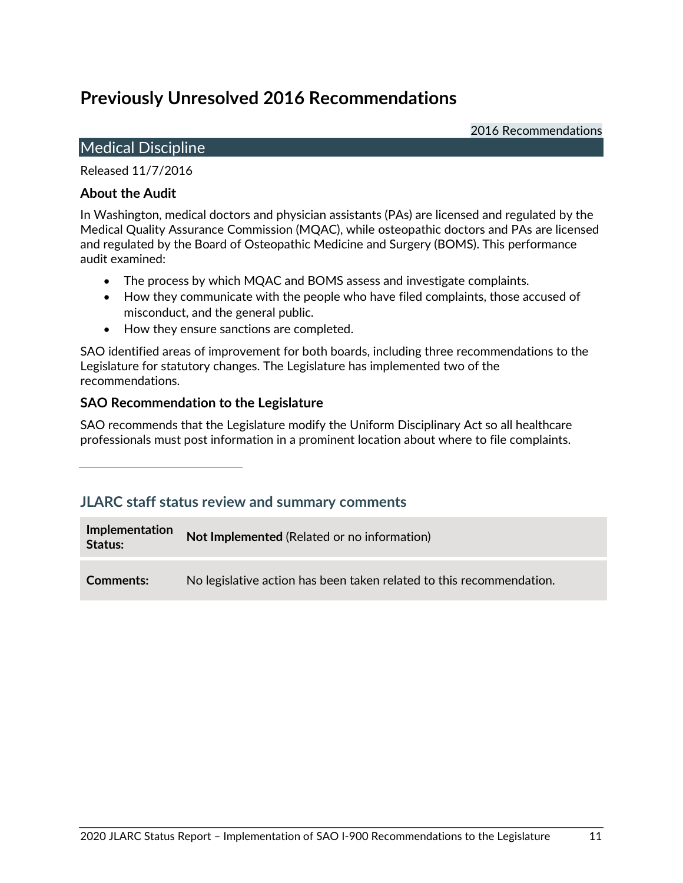# Previously Unresolved 2016 Recommendations

2016 Recommendations

## Medical Discipline

Released 11/7/2016

### About the Audit

In Washington, medical doctors and physician assistants (PAs) are licensed and regulated by the Medical Quality Assurance Commission (MQAC), while osteopathic doctors and PAs are licensed and regulated by the Board of Osteopathic Medicine and Surgery (BOMS). This performance audit examined:

- The process by which MQAC and BOMS assess and investigate complaints.
- How they communicate with the people who have filed complaints, those accused of misconduct, and the general public.
- How they ensure sanctions are completed.

SAO identified areas of improvement for both boards, including three recommendations to the Legislature for statutory changes. The Legislature has implemented two of the recommendations.

### SAO Recommendation to the Legislature

SAO recommends that the Legislature modify the Uniform Disciplinary Act so all healthcare professionals must post information in a prominent location about where to file complaints.

---

### JLARC staff status review and summary comments

| | |
|---|---|
| **Implementation Status:** | **Not Implemented** (Related or no information) |
| **Comments:** | No legislative action has been taken related to this recommendation. |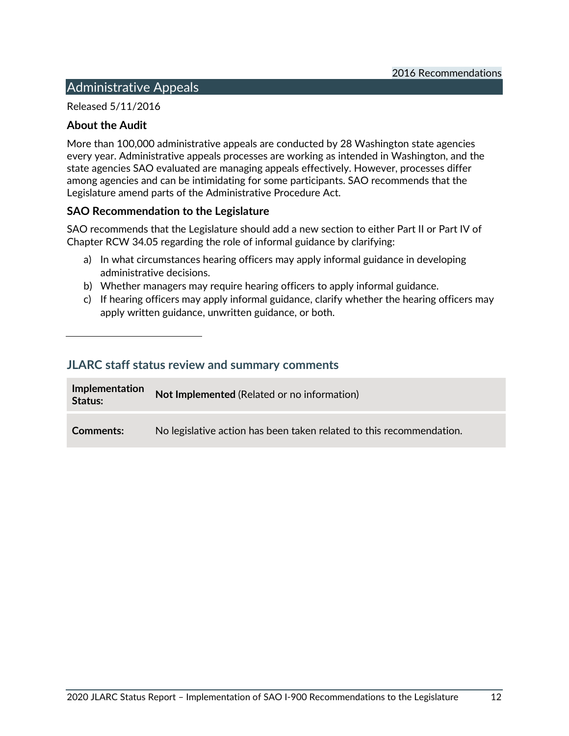2016 Recommendations

## Administrative Appeals

Released 5/11/2016

### About the Audit

More than 100,000 administrative appeals are conducted by 28 Washington state agencies every year. Administrative appeals processes are working as intended in Washington, and the state agencies SAO evaluated are managing appeals effectively. However, processes differ among agencies and can be intimidating for some participants. SAO recommends that the Legislature amend parts of the Administrative Procedure Act.

### SAO Recommendation to the Legislature

SAO recommends that the Legislature should add a new section to either Part II or Part IV of Chapter RCW 34.05 regarding the role of informal guidance by clarifying:

a) In what circumstances hearing officers may apply informal guidance in developing administrative decisions.
b) Whether managers may require hearing officers to apply informal guidance.
c) If hearing officers may apply informal guidance, clarify whether the hearing officers may apply written guidance, unwritten guidance, or both.

---

### JLARC staff status review and summary comments

| | |
|---|---|
| **Implementation Status:** | **Not Implemented** (Related or no information) |
| **Comments:** | No legislative action has been taken related to this recommendation. |